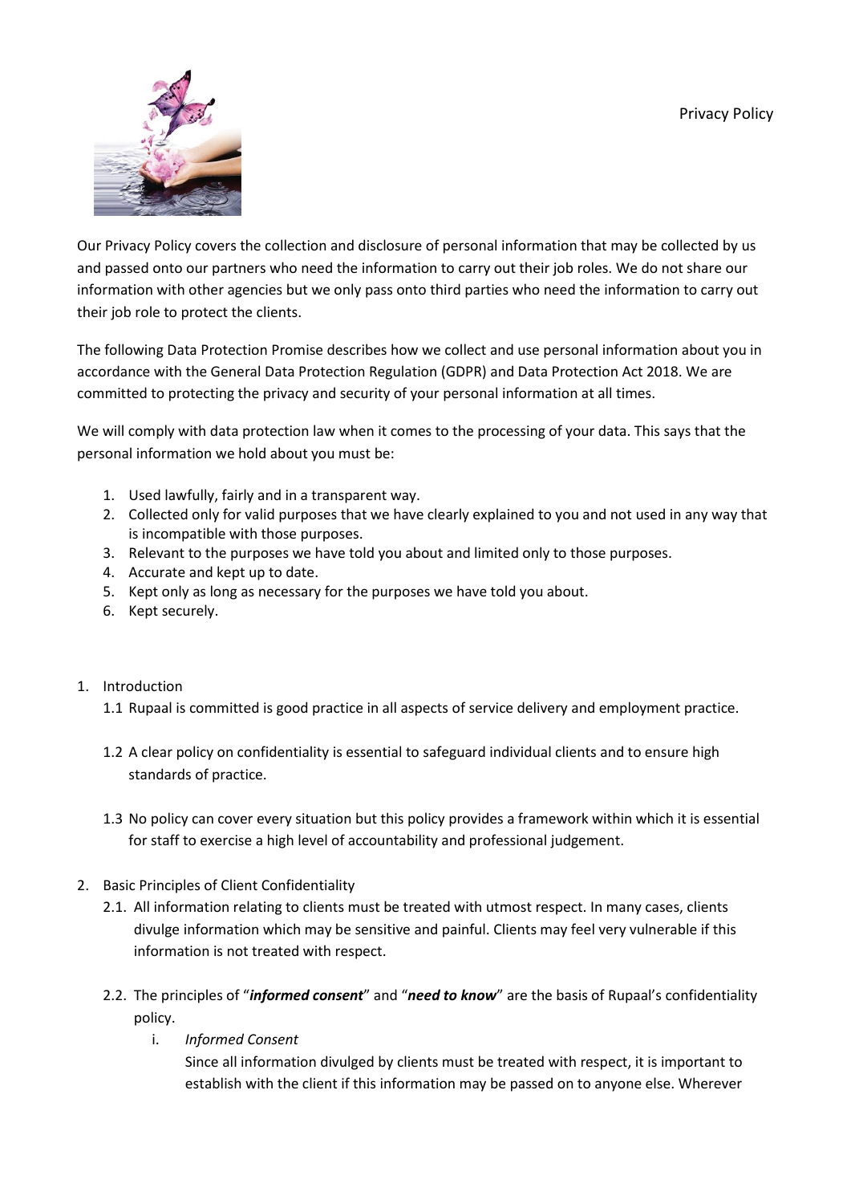# Privacy Policy

Our Privacy Policy covers the collection and disclosure of personal information that may be collected by us and passed onto our partners who need the information to carry out their job roles. We do not share our information with other agencies but we only pass onto third parties who need the information to carry out their job role to protect the clients.

The following Data Protection Promise describes how we collect and use personal information about you in accordance with the General Data Protection Regulation (GDPR) and Data Protection Act 2018. We are committed to protecting the privacy and security of your personal information at all times.

We will comply with data protection law when it comes to the processing of your data. This says that the personal information we hold about you must be:

1. Used lawfully, fairly and in a transparent way.
2. Collected only for valid purposes that we have clearly explained to you and not used in any way that is incompatible with those purposes.
3. Relevant to the purposes we have told you about and limited only to those purposes.
4. Accurate and kept up to date.
5. Kept only as long as necessary for the purposes we have told you about.
6. Kept securely.

1. Introduction
   1.1 Rupaal is committed is good practice in all aspects of service delivery and employment practice.

   1.2 A clear policy on confidentiality is essential to safeguard individual clients and to ensure high standards of practice.

   1.3 No policy can cover every situation but this policy provides a framework within which it is essential for staff to exercise a high level of accountability and professional judgement.

2. Basic Principles of Client Confidentiality
   2.1. All information relating to clients must be treated with utmost respect. In many cases, clients divulge information which may be sensitive and painful. Clients may feel very vulnerable if this information is not treated with respect.

   2.2. The principles of "***informed consent***" and "***need to know***" are the basis of Rupaal's confidentiality policy.

      i. *Informed Consent*
         Since all information divulged by clients must be treated with respect, it is important to establish with the client if this information may be passed on to anyone else. Wherever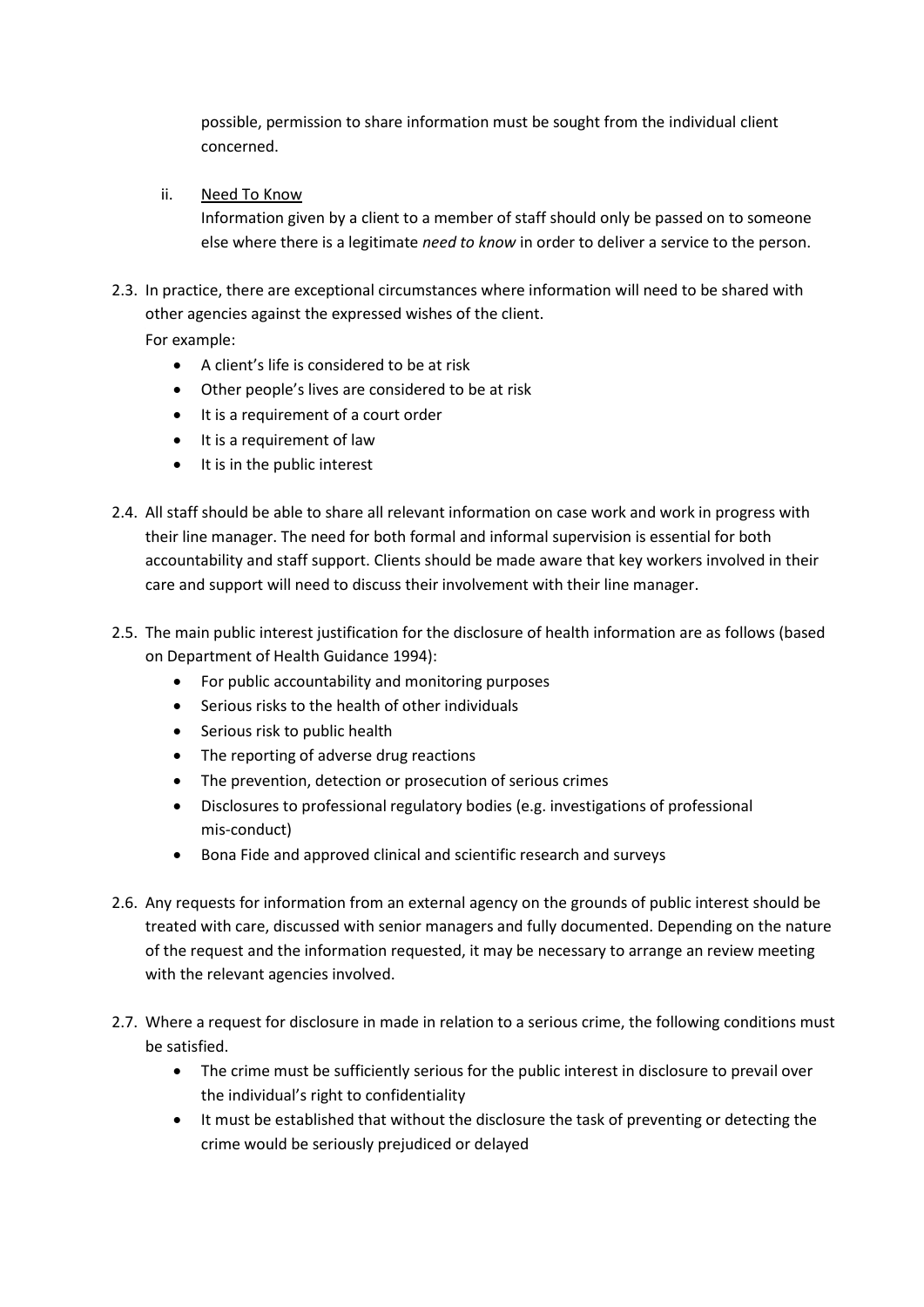possible, permission to share information must be sought from the individual client concerned.

ii. Need To Know

Information given by a client to a member of staff should only be passed on to someone else where there is a legitimate *need to know* in order to deliver a service to the person.

2.3. In practice, there are exceptional circumstances where information will need to be shared with other agencies against the expressed wishes of the client.

For example:

- A client's life is considered to be at risk
- Other people's lives are considered to be at risk
- It is a requirement of a court order
- It is a requirement of law
- It is in the public interest

2.4. All staff should be able to share all relevant information on case work and work in progress with their line manager. The need for both formal and informal supervision is essential for both accountability and staff support. Clients should be made aware that key workers involved in their care and support will need to discuss their involvement with their line manager.

2.5. The main public interest justification for the disclosure of health information are as follows (based on Department of Health Guidance 1994):

- For public accountability and monitoring purposes
- Serious risks to the health of other individuals
- Serious risk to public health
- The reporting of adverse drug reactions
- The prevention, detection or prosecution of serious crimes
- Disclosures to professional regulatory bodies (e.g. investigations of professional mis-conduct)
- Bona Fide and approved clinical and scientific research and surveys

2.6. Any requests for information from an external agency on the grounds of public interest should be treated with care, discussed with senior managers and fully documented. Depending on the nature of the request and the information requested, it may be necessary to arrange an review meeting with the relevant agencies involved.

2.7. Where a request for disclosure in made in relation to a serious crime, the following conditions must be satisfied.

- The crime must be sufficiently serious for the public interest in disclosure to prevail over the individual's right to confidentiality
- It must be established that without the disclosure the task of preventing or detecting the crime would be seriously prejudiced or delayed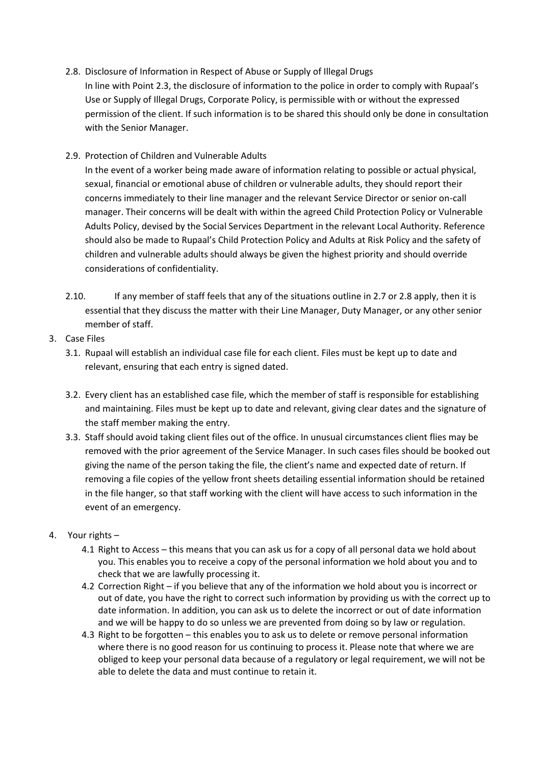2.8. Disclosure of Information in Respect of Abuse or Supply of Illegal Drugs

In line with Point 2.3, the disclosure of information to the police in order to comply with Rupaal's Use or Supply of Illegal Drugs, Corporate Policy, is permissible with or without the expressed permission of the client. If such information is to be shared this should only be done in consultation with the Senior Manager.

2.9. Protection of Children and Vulnerable Adults

In the event of a worker being made aware of information relating to possible or actual physical, sexual, financial or emotional abuse of children or vulnerable adults, they should report their concerns immediately to their line manager and the relevant Service Director or senior on-call manager. Their concerns will be dealt with within the agreed Child Protection Policy or Vulnerable Adults Policy, devised by the Social Services Department in the relevant Local Authority. Reference should also be made to Rupaal's Child Protection Policy and Adults at Risk Policy and the safety of children and vulnerable adults should always be given the highest priority and should override considerations of confidentiality.

2.10. If any member of staff feels that any of the situations outline in 2.7 or 2.8 apply, then it is essential that they discuss the matter with their Line Manager, Duty Manager, or any other senior member of staff.

3. Case Files

3.1. Rupaal will establish an individual case file for each client. Files must be kept up to date and relevant, ensuring that each entry is signed dated.

3.2. Every client has an established case file, which the member of staff is responsible for establishing and maintaining. Files must be kept up to date and relevant, giving clear dates and the signature of the staff member making the entry.

3.3. Staff should avoid taking client files out of the office. In unusual circumstances client flies may be removed with the prior agreement of the Service Manager. In such cases files should be booked out giving the name of the person taking the file, the client's name and expected date of return. If removing a file copies of the yellow front sheets detailing essential information should be retained in the file hanger, so that staff working with the client will have access to such information in the event of an emergency.

4. Your rights –

4.1 Right to Access – this means that you can ask us for a copy of all personal data we hold about you. This enables you to receive a copy of the personal information we hold about you and to check that we are lawfully processing it.

4.2 Correction Right – if you believe that any of the information we hold about you is incorrect or out of date, you have the right to correct such information by providing us with the correct up to date information. In addition, you can ask us to delete the incorrect or out of date information and we will be happy to do so unless we are prevented from doing so by law or regulation.

4.3 Right to be forgotten – this enables you to ask us to delete or remove personal information where there is no good reason for us continuing to process it. Please note that where we are obliged to keep your personal data because of a regulatory or legal requirement, we will not be able to delete the data and must continue to retain it.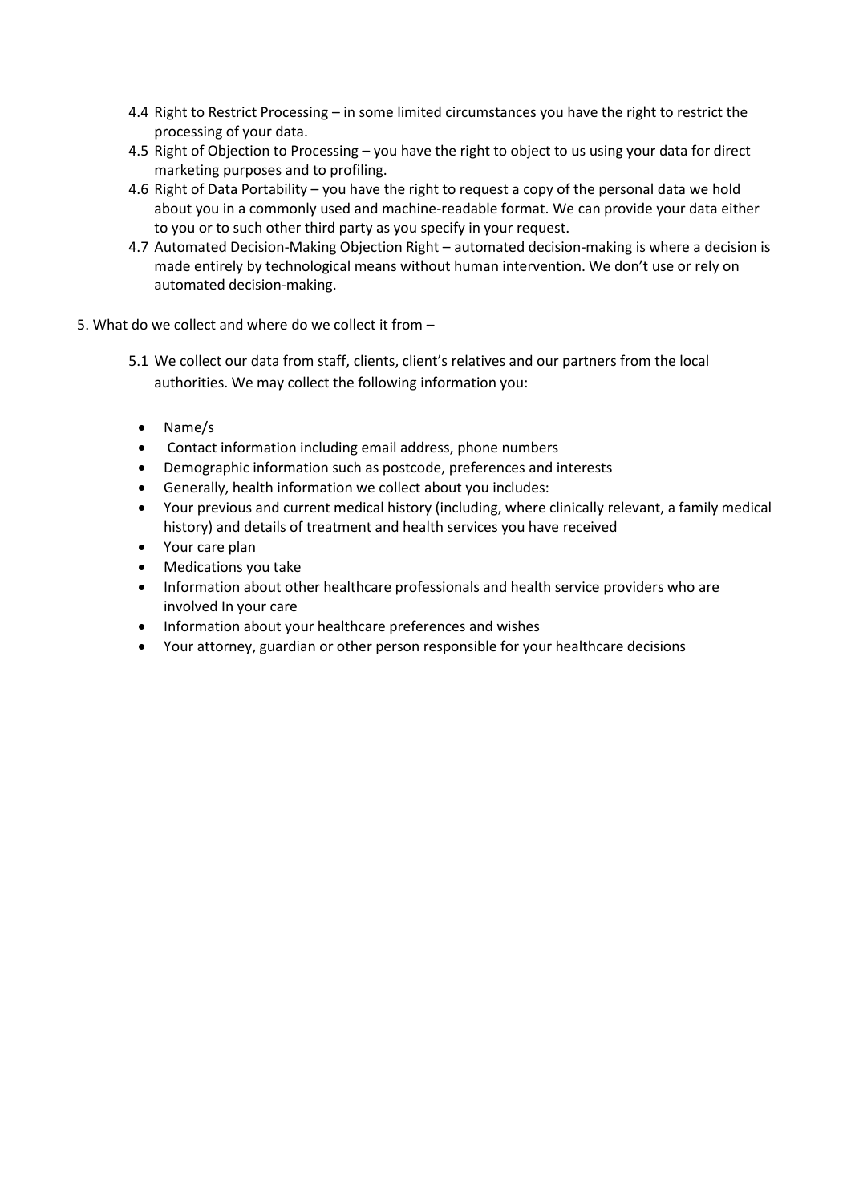4.4 Right to Restrict Processing – in some limited circumstances you have the right to restrict the processing of your data.

4.5 Right of Objection to Processing – you have the right to object to us using your data for direct marketing purposes and to profiling.

4.6 Right of Data Portability – you have the right to request a copy of the personal data we hold about you in a commonly used and machine-readable format. We can provide your data either to you or to such other third party as you specify in your request.

4.7 Automated Decision-Making Objection Right – automated decision-making is where a decision is made entirely by technological means without human intervention. We don't use or rely on automated decision-making.

5. What do we collect and where do we collect it from –

5.1 We collect our data from staff, clients, client's relatives and our partners from the local authorities. We may collect the following information you:

- Name/s
- Contact information including email address, phone numbers
- Demographic information such as postcode, preferences and interests
- Generally, health information we collect about you includes:
- Your previous and current medical history (including, where clinically relevant, a family medical history) and details of treatment and health services you have received
- Your care plan
- Medications you take
- Information about other healthcare professionals and health service providers who are involved In your care
- Information about your healthcare preferences and wishes
- Your attorney, guardian or other person responsible for your healthcare decisions